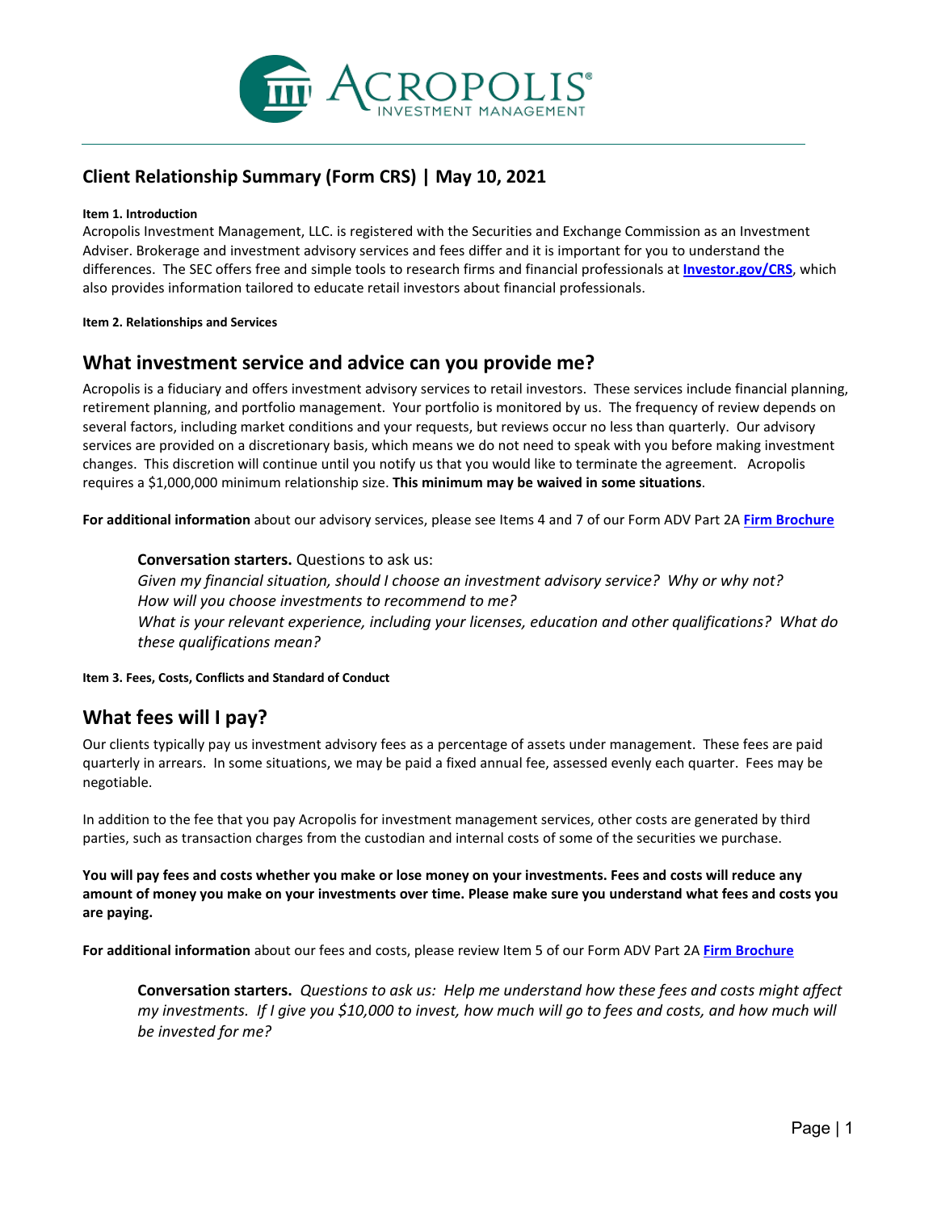# Client Relationship Summary (Form CRS) | May 10, 2021

**Item 1. Introduction**

Acropolis Investment Management, LLC. is registered with the Securities and Exchange Commission as an Investment Adviser. Brokerage and investment advisory services and fees differ and it is important for you to understand the differences. The SEC offers free and simple tools to research firms and financial professionals at **Investor.gov/CRS**, which also provides information tailored to educate retail investors about financial professionals.

**Item 2. Relationships and Services**

## What investment service and advice can you provide me?

Acropolis is a fiduciary and offers investment advisory services to retail investors. These services include financial planning, retirement planning, and portfolio management. Your portfolio is monitored by us. The frequency of review depends on several factors, including market conditions and your requests, but reviews occur no less than quarterly. Our advisory services are provided on a discretionary basis, which means we do not need to speak with you before making investment changes. This discretion will continue until you notify us that you would like to terminate the agreement. Acropolis requires a $1,000,000 minimum relationship size. **This minimum may be waived in some situations**.

**For additional information** about our advisory services, please see Items 4 and 7 of our Form ADV Part 2A **Firm Brochure**

> **Conversation starters.** Questions to ask us:
> *Given my financial situation, should I choose an investment advisory service? Why or why not?*
> *How will you choose investments to recommend to me?*
> *What is your relevant experience, including your licenses, education and other qualifications? What do these qualifications mean?*

**Item 3. Fees, Costs, Conflicts and Standard of Conduct**

## What fees will I pay?

Our clients typically pay us investment advisory fees as a percentage of assets under management. These fees are paid quarterly in arrears. In some situations, we may be paid a fixed annual fee, assessed evenly each quarter. Fees may be negotiable.

In addition to the fee that you pay Acropolis for investment management services, other costs are generated by third parties, such as transaction charges from the custodian and internal costs of some of the securities we purchase.

**You will pay fees and costs whether you make or lose money on your investments. Fees and costs will reduce any amount of money you make on your investments over time. Please make sure you understand what fees and costs you are paying.**

**For additional information** about our fees and costs, please review Item 5 of our Form ADV Part 2A **Firm Brochure**

> **Conversation starters.** *Questions to ask us: Help me understand how these fees and costs might affect my investments. If I give you $10,000 to invest, how much will go to fees and costs, and how much will be invested for me?*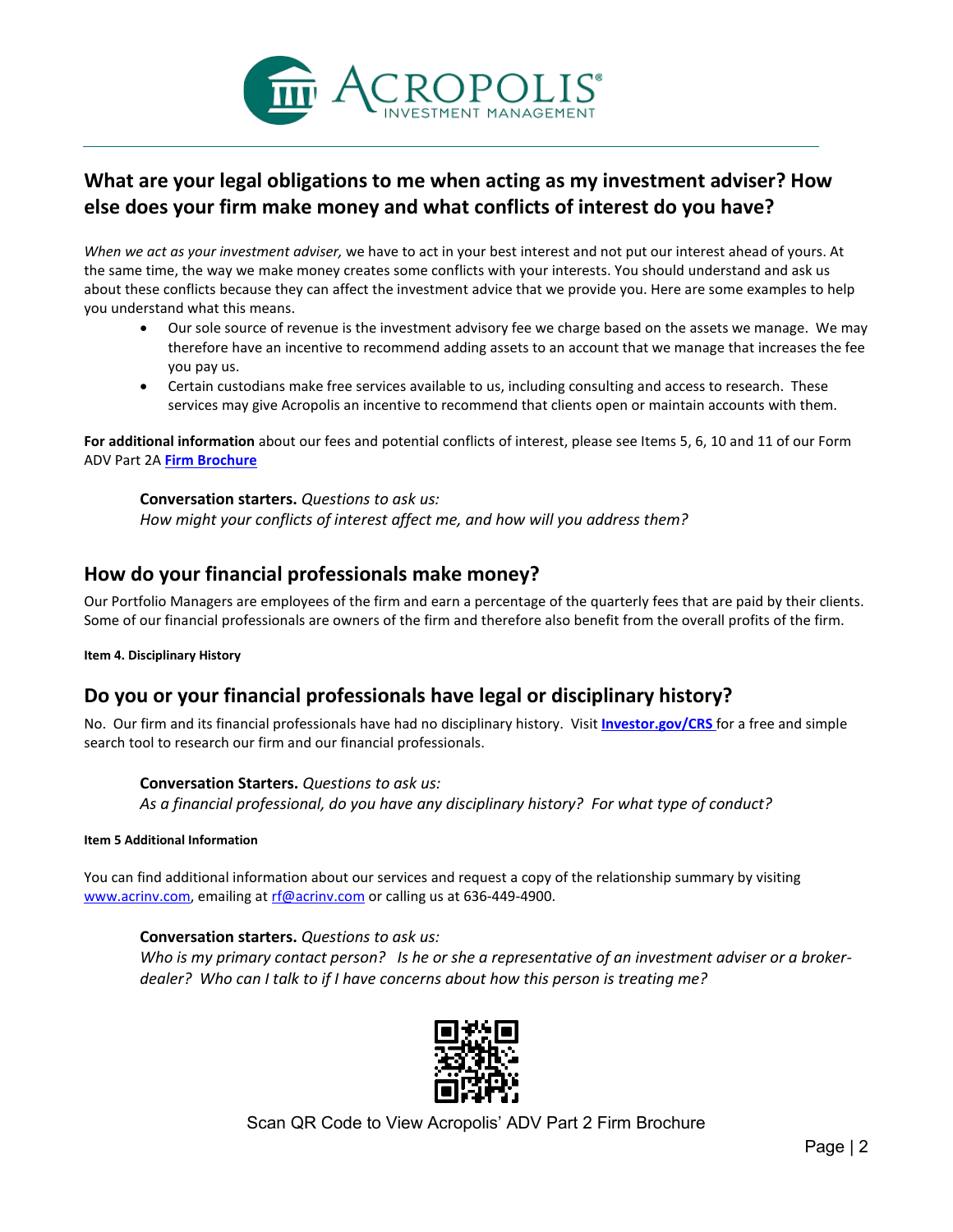## What are your legal obligations to me when acting as my investment adviser? How else does your firm make money and what conflicts of interest do you have?

*When we act as your investment adviser,* we have to act in your best interest and not put our interest ahead of yours. At the same time, the way we make money creates some conflicts with your interests. You should understand and ask us about these conflicts because they can affect the investment advice that we provide you. Here are some examples to help you understand what this means.

- Our sole source of revenue is the investment advisory fee we charge based on the assets we manage. We may therefore have an incentive to recommend adding assets to an account that we manage that increases the fee you pay us.
- Certain custodians make free services available to us, including consulting and access to research. These services may give Acropolis an incentive to recommend that clients open or maintain accounts with them.

**For additional information** about our fees and potential conflicts of interest, please see Items 5, 6, 10 and 11 of our Form ADV Part 2A **Firm Brochure**

> **Conversation starters.** *Questions to ask us:*
> *How might your conflicts of interest affect me, and how will you address them?*

## How do your financial professionals make money?

Our Portfolio Managers are employees of the firm and earn a percentage of the quarterly fees that are paid by their clients. Some of our financial professionals are owners of the firm and therefore also benefit from the overall profits of the firm.

**Item 4. Disciplinary History**

## Do you or your financial professionals have legal or disciplinary history?

No. Our firm and its financial professionals have had no disciplinary history. Visit **Investor.gov/CRS** for a free and simple search tool to research our firm and our financial professionals.

> **Conversation Starters.** *Questions to ask us:*
> *As a financial professional, do you have any disciplinary history? For what type of conduct?*

**Item 5 Additional Information**

You can find additional information about our services and request a copy of the relationship summary by visiting www.acrinv.com, emailing at rf@acrinv.com or calling us at 636-449-4900.

> **Conversation starters.** *Questions to ask us:*
> *Who is my primary contact person? Is he or she a representative of an investment adviser or a broker-dealer? Who can I talk to if I have concerns about how this person is treating me?*

Scan QR Code to View Acropolis' ADV Part 2 Firm Brochure